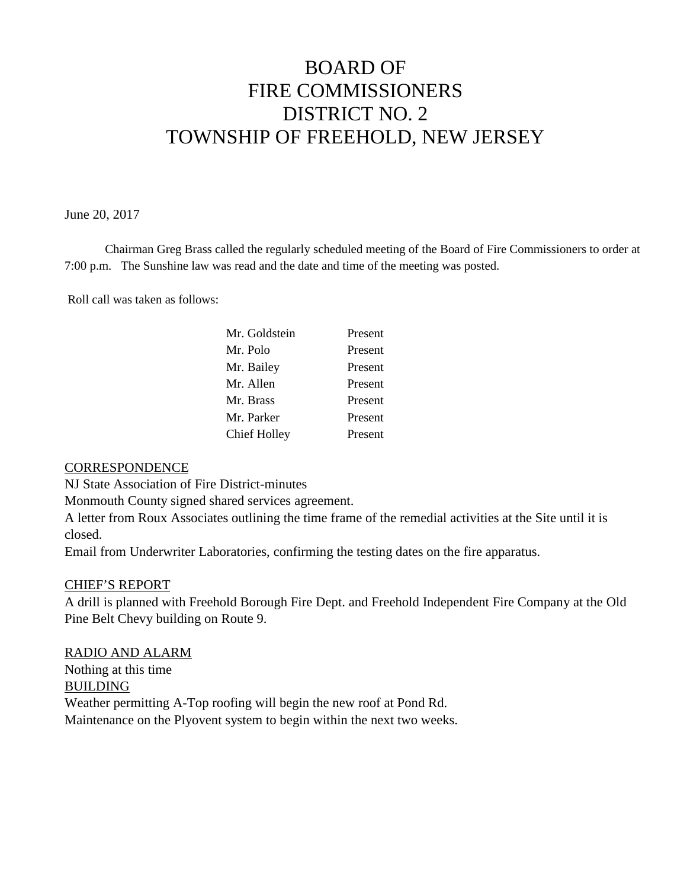# BOARD OF FIRE COMMISSIONERS DISTRICT NO. 2 TOWNSHIP OF FREEHOLD, NEW JERSEY

June 20, 2017

Chairman Greg Brass called the regularly scheduled meeting of the Board of Fire Commissioners to order at 7:00 p.m. The Sunshine law was read and the date and time of the meeting was posted.

Roll call was taken as follows:

| | |
|---|---|
| Mr. Goldstein | Present |
| Mr. Polo | Present |
| Mr. Bailey | Present |
| Mr. Allen | Present |
| Mr. Brass | Present |
| Mr. Parker | Present |
| Chief Holley | Present |

<u>CORRESPONDENCE</u>

NJ State Association of Fire District-minutes

Monmouth County signed shared services agreement.

A letter from Roux Associates outlining the time frame of the remedial activities at the Site until it is closed.

Email from Underwriter Laboratories, confirming the testing dates on the fire apparatus.

<u>CHIEF'S REPORT</u>

A drill is planned with Freehold Borough Fire Dept. and Freehold Independent Fire Company at the Old Pine Belt Chevy building on Route 9.

<u>RADIO AND ALARM</u>

Nothing at this time

<u>BUILDING</u>

Weather permitting A-Top roofing will begin the new roof at Pond Rd.

Maintenance on the Plyovent system to begin within the next two weeks.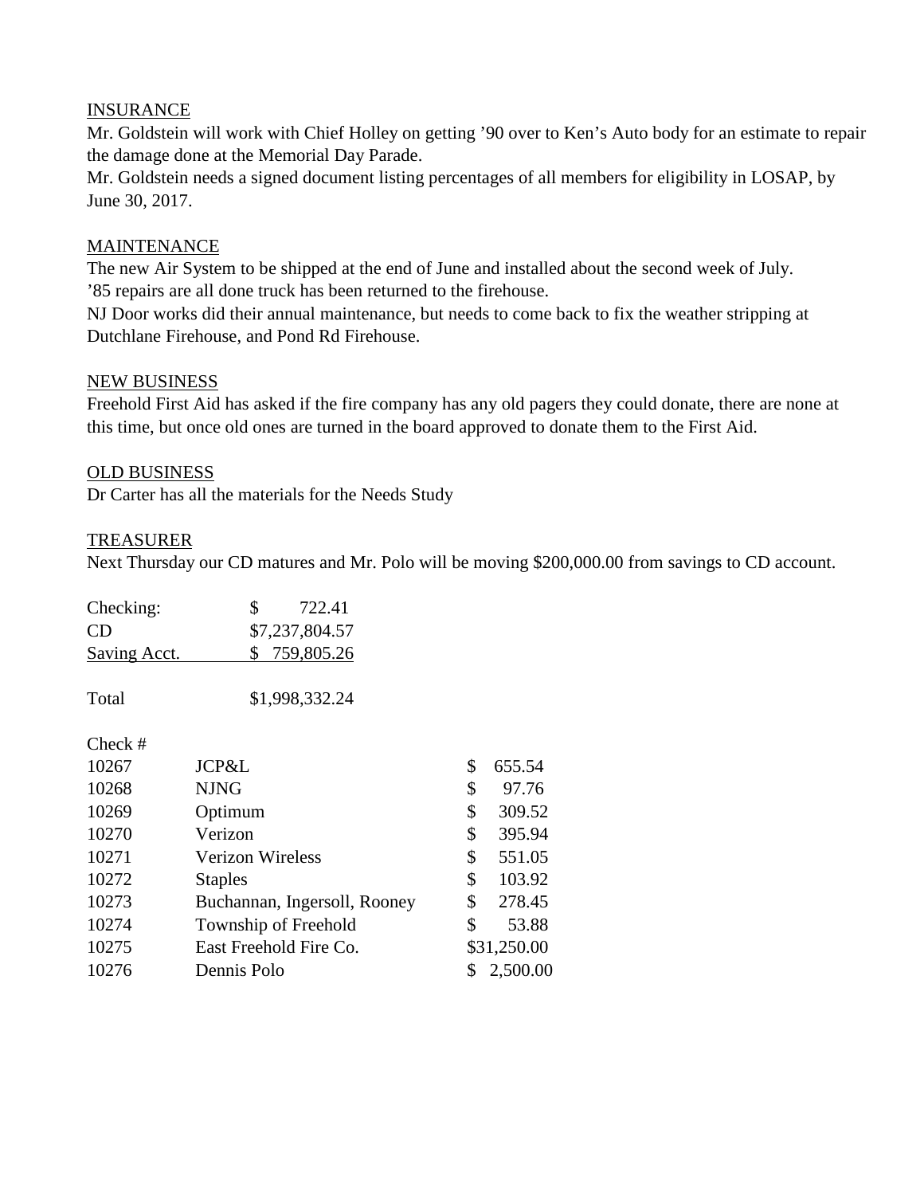INSURANCE

Mr. Goldstein will work with Chief Holley on getting '90 over to Ken's Auto body for an estimate to repair the damage done at the Memorial Day Parade.

Mr. Goldstein needs a signed document listing percentages of all members for eligibility in LOSAP, by June 30, 2017.

MAINTENANCE

The new Air System to be shipped at the end of June and installed about the second week of July.

'85 repairs are all done truck has been returned to the firehouse.

NJ Door works did their annual maintenance, but needs to come back to fix the weather stripping at Dutchlane Firehouse, and Pond Rd Firehouse.

NEW BUSINESS

Freehold First Aid has asked if the fire company has any old pagers they could donate, there are none at this time, but once old ones are turned in the board approved to donate them to the First Aid.

OLD BUSINESS

Dr Carter has all the materials for the Needs Study

TREASURER

Next Thursday our CD matures and Mr. Polo will be moving $200,000.00 from savings to CD account.

| | |
|---|---|
| Checking: | $ 722.41 |
| CD | $7,237,804.57 |
| Saving Acct. | $ 759,805.26 |
| | |
| Total | $1,998,332.24 |

| Check # | | |
|---|---|---|
| 10267 | JCP&L | $ 655.54 |
| 10268 | NJNG | $ 97.76 |
| 10269 | Optimum | $ 309.52 |
| 10270 | Verizon | $ 395.94 |
| 10271 | Verizon Wireless | $ 551.05 |
| 10272 | Staples | $ 103.92 |
| 10273 | Buchannan, Ingersoll, Rooney | $ 278.45 |
| 10274 | Township of Freehold | $ 53.88 |
| 10275 | East Freehold Fire Co. | $31,250.00 |
| 10276 | Dennis Polo | $ 2,500.00 |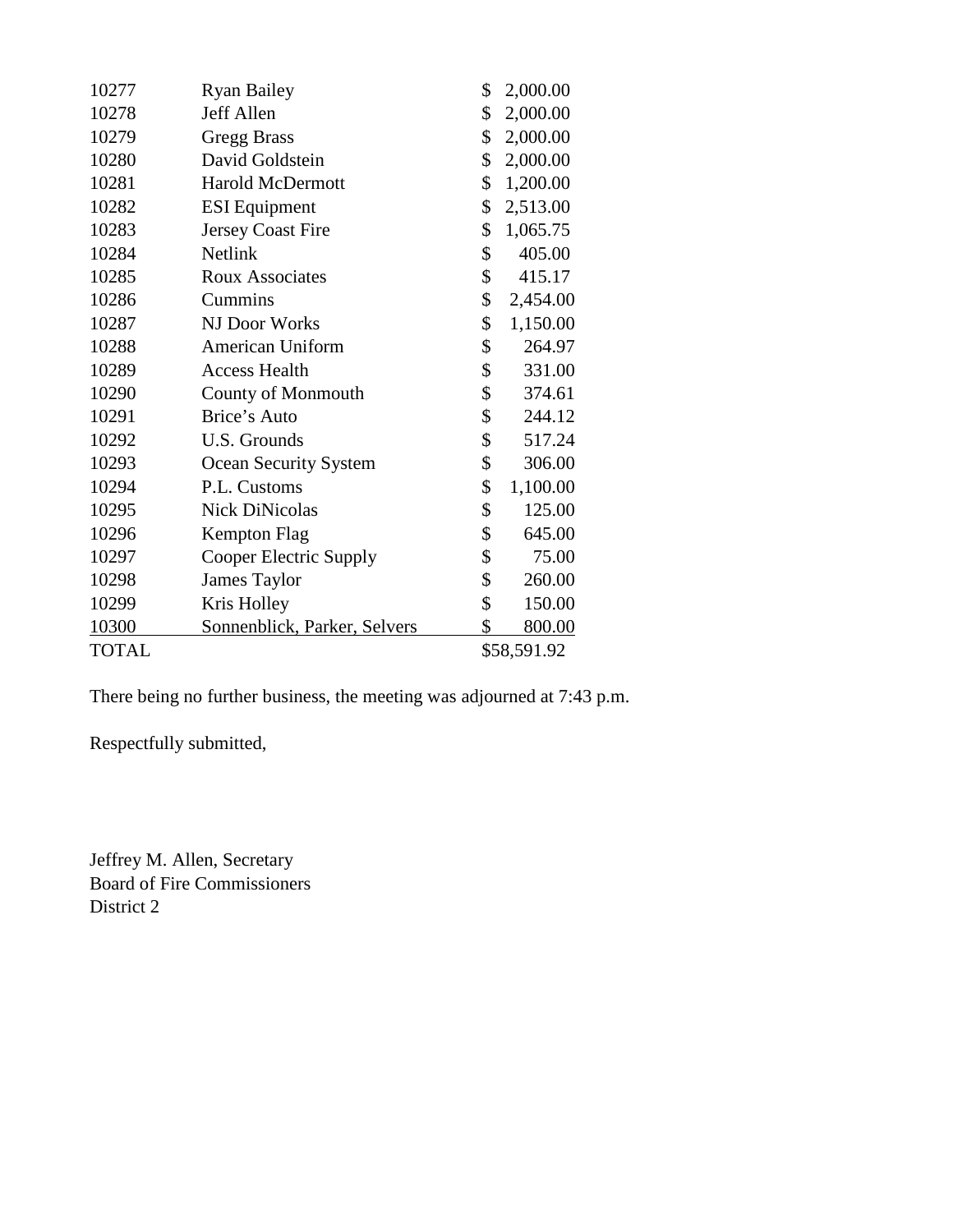| | | |
|---|---|---|
| 10277 | Ryan Bailey | $ 2,000.00 |
| 10278 | Jeff Allen | $ 2,000.00 |
| 10279 | Gregg Brass | $ 2,000.00 |
| 10280 | David Goldstein | $ 2,000.00 |
| 10281 | Harold McDermott | $ 1,200.00 |
| 10282 | ESI Equipment | $ 2,513.00 |
| 10283 | Jersey Coast Fire | $ 1,065.75 |
| 10284 | Netlink | $ 405.00 |
| 10285 | Roux Associates | $ 415.17 |
| 10286 | Cummins | $ 2,454.00 |
| 10287 | NJ Door Works | $ 1,150.00 |
| 10288 | American Uniform | $ 264.97 |
| 10289 | Access Health | $ 331.00 |
| 10290 | County of Monmouth | $ 374.61 |
| 10291 | Brice's Auto | $ 244.12 |
| 10292 | U.S. Grounds | $ 517.24 |
| 10293 | Ocean Security System | $ 306.00 |
| 10294 | P.L. Customs | $ 1,100.00 |
| 10295 | Nick DiNicolas | $ 125.00 |
| 10296 | Kempton Flag | $ 645.00 |
| 10297 | Cooper Electric Supply | $ 75.00 |
| 10298 | James Taylor | $ 260.00 |
| 10299 | Kris Holley | $ 150.00 |
| 10300 | Sonnenblick, Parker, Selvers | $ 800.00 |
| TOTAL | | $58,591.92 |

There being no further business, the meeting was adjourned at 7:43 p.m.

Respectfully submitted,

Jeffrey M. Allen, Secretary
Board of Fire Commissioners
District 2